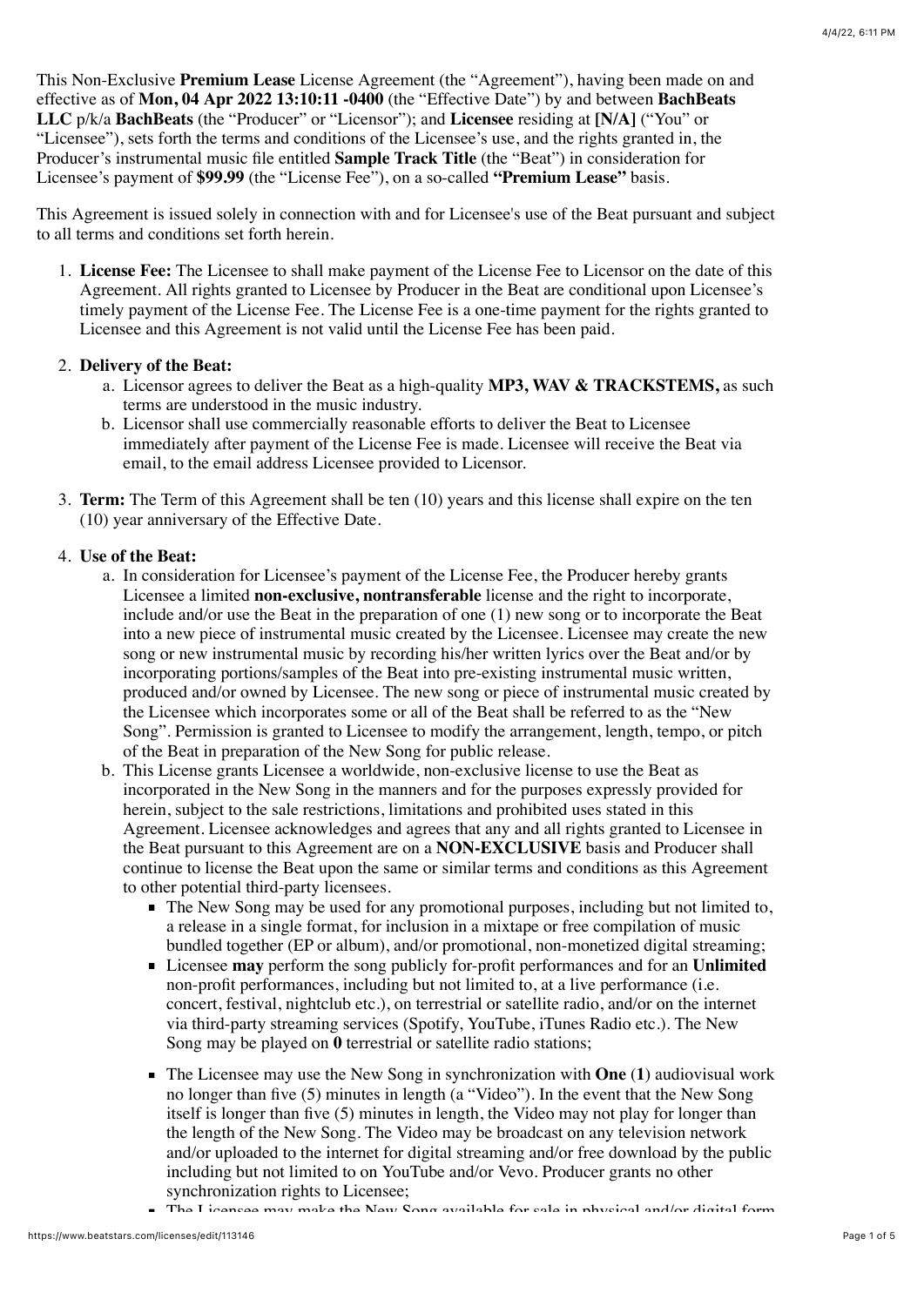This Non-Exclusive **Premium Lease** License Agreement (the "Agreement"), having been made on and effective as of **Mon, 04 Apr 2022 13:10:11 -0400** (the "Effective Date") by and between **BachBeats LLC** p/k/a **BachBeats** (the "Producer" or "Licensor"); and **Licensee** residing at **[N/A]** ("You" or "Licensee"), sets forth the terms and conditions of the Licensee's use, and the rights granted in, the Producer's instrumental music file entitled **Sample Track Title** (the "Beat") in consideration for Licensee's payment of **$99.99** (the "License Fee"), on a so-called **"Premium Lease"** basis.

This Agreement is issued solely in connection with and for Licensee's use of the Beat pursuant and subject to all terms and conditions set forth herein.

1. **License Fee:** The Licensee to shall make payment of the License Fee to Licensor on the date of this Agreement. All rights granted to Licensee by Producer in the Beat are conditional upon Licensee's timely payment of the License Fee. The License Fee is a one-time payment for the rights granted to Licensee and this Agreement is not valid until the License Fee has been paid.

2. **Delivery of the Beat:**
    a. Licensor agrees to deliver the Beat as a high-quality **MP3, WAV & TRACKSTEMS,** as such terms are understood in the music industry.
    b. Licensor shall use commercially reasonable efforts to deliver the Beat to Licensee immediately after payment of the License Fee is made. Licensee will receive the Beat via email, to the email address Licensee provided to Licensor.

3. **Term:** The Term of this Agreement shall be ten (10) years and this license shall expire on the ten (10) year anniversary of the Effective Date.

4. **Use of the Beat:**
    a. In consideration for Licensee's payment of the License Fee, the Producer hereby grants Licensee a limited **non-exclusive, nontransferable** license and the right to incorporate, include and/or use the Beat in the preparation of one (1) new song or to incorporate the Beat into a new piece of instrumental music created by the Licensee. Licensee may create the new song or new instrumental music by recording his/her written lyrics over the Beat and/or by incorporating portions/samples of the Beat into pre-existing instrumental music written, produced and/or owned by Licensee. The new song or piece of instrumental music created by the Licensee which incorporates some or all of the Beat shall be referred to as the "New Song". Permission is granted to Licensee to modify the arrangement, length, tempo, or pitch of the Beat in preparation of the New Song for public release.
    b. This License grants Licensee a worldwide, non-exclusive license to use the Beat as incorporated in the New Song in the manners and for the purposes expressly provided for herein, subject to the sale restrictions, limitations and prohibited uses stated in this Agreement. Licensee acknowledges and agrees that any and all rights granted to Licensee in the Beat pursuant to this Agreement are on a **NON-EXCLUSIVE** basis and Producer shall continue to license the Beat upon the same or similar terms and conditions as this Agreement to other potential third-party licensees.
        - The New Song may be used for any promotional purposes, including but not limited to, a release in a single format, for inclusion in a mixtape or free compilation of music bundled together (EP or album), and/or promotional, non-monetized digital streaming;
        - Licensee **may** perform the song publicly for-profit performances and for an **Unlimited** non-profit performances, including but not limited to, at a live performance (i.e. concert, festival, nightclub etc.), on terrestrial or satellite radio, and/or on the internet via third-party streaming services (Spotify, YouTube, iTunes Radio etc.). The New Song may be played on **0** terrestrial or satellite radio stations;
        - The Licensee may use the New Song in synchronization with **One** (**1**) audiovisual work no longer than five (5) minutes in length (a "Video"). In the event that the New Song itself is longer than five (5) minutes in length, the Video may not play for longer than the length of the New Song. The Video may be broadcast on any television network and/or uploaded to the internet for digital streaming and/or free download by the public including but not limited to on YouTube and/or Vevo. Producer grants no other synchronization rights to Licensee;
        - The Licensee may make the New Song available for sale in physical and/or digital form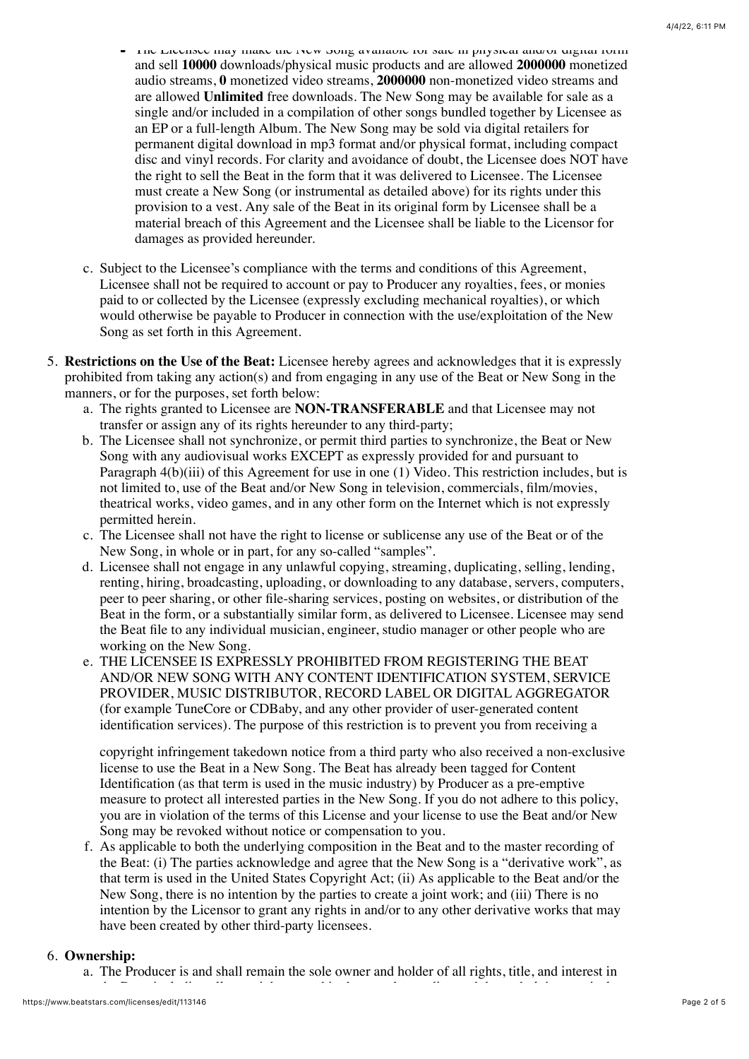- The Licensee may make the New Song available for sale in physical and/or digital form and sell **10000** downloads/physical music products and are allowed **2000000** monetized audio streams, **0** monetized video streams, **2000000** non-monetized video streams and are allowed **Unlimited** free downloads. The New Song may be available for sale as a single and/or included in a compilation of other songs bundled together by Licensee as an EP or a full-length Album. The New Song may be sold via digital retailers for permanent digital download in mp3 format and/or physical format, including compact disc and vinyl records. For clarity and avoidance of doubt, the Licensee does NOT have the right to sell the Beat in the form that it was delivered to Licensee. The Licensee must create a New Song (or instrumental as detailed above) for its rights under this provision to a vest. Any sale of the Beat in its original form by Licensee shall be a material breach of this Agreement and the Licensee shall be liable to the Licensor for damages as provided hereunder.

c. Subject to the Licensee's compliance with the terms and conditions of this Agreement, Licensee shall not be required to account or pay to Producer any royalties, fees, or monies paid to or collected by the Licensee (expressly excluding mechanical royalties), or which would otherwise be payable to Producer in connection with the use/exploitation of the New Song as set forth in this Agreement.

5. **Restrictions on the Use of the Beat:** Licensee hereby agrees and acknowledges that it is expressly prohibited from taking any action(s) and from engaging in any use of the Beat or New Song in the manners, or for the purposes, set forth below:
   a. The rights granted to Licensee are **NON-TRANSFERABLE** and that Licensee may not transfer or assign any of its rights hereunder to any third-party;
   b. The Licensee shall not synchronize, or permit third parties to synchronize, the Beat or New Song with any audiovisual works EXCEPT as expressly provided for and pursuant to Paragraph 4(b)(iii) of this Agreement for use in one (1) Video. This restriction includes, but is not limited to, use of the Beat and/or New Song in television, commercials, film/movies, theatrical works, video games, and in any other form on the Internet which is not expressly permitted herein.
   c. The Licensee shall not have the right to license or sublicense any use of the Beat or of the New Song, in whole or in part, for any so-called "samples".
   d. Licensee shall not engage in any unlawful copying, streaming, duplicating, selling, lending, renting, hiring, broadcasting, uploading, or downloading to any database, servers, computers, peer to peer sharing, or other file-sharing services, posting on websites, or distribution of the Beat in the form, or a substantially similar form, as delivered to Licensee. Licensee may send the Beat file to any individual musician, engineer, studio manager or other people who are working on the New Song.
   e. THE LICENSEE IS EXPRESSLY PROHIBITED FROM REGISTERING THE BEAT AND/OR NEW SONG WITH ANY CONTENT IDENTIFICATION SYSTEM, SERVICE PROVIDER, MUSIC DISTRIBUTOR, RECORD LABEL OR DIGITAL AGGREGATOR (for example TuneCore or CDBaby, and any other provider of user-generated content identification services). The purpose of this restriction is to prevent you from receiving a copyright infringement takedown notice from a third party who also received a non-exclusive license to use the Beat in a New Song. The Beat has already been tagged for Content Identification (as that term is used in the music industry) by Producer as a pre-emptive measure to protect all interested parties in the New Song. If you do not adhere to this policy, you are in violation of the terms of this License and your license to use the Beat and/or New Song may be revoked without notice or compensation to you.
   f. As applicable to both the underlying composition in the Beat and to the master recording of the Beat: (i) The parties acknowledge and agree that the New Song is a "derivative work", as that term is used in the United States Copyright Act; (ii) As applicable to the Beat and/or the New Song, there is no intention by the parties to create a joint work; and (iii) There is no intention by the Licensor to grant any rights in and/or to any other derivative works that may have been created by other third-party licensees.

6. **Ownership:**
   a. The Producer is and shall remain the sole owner and holder of all rights, title, and interest in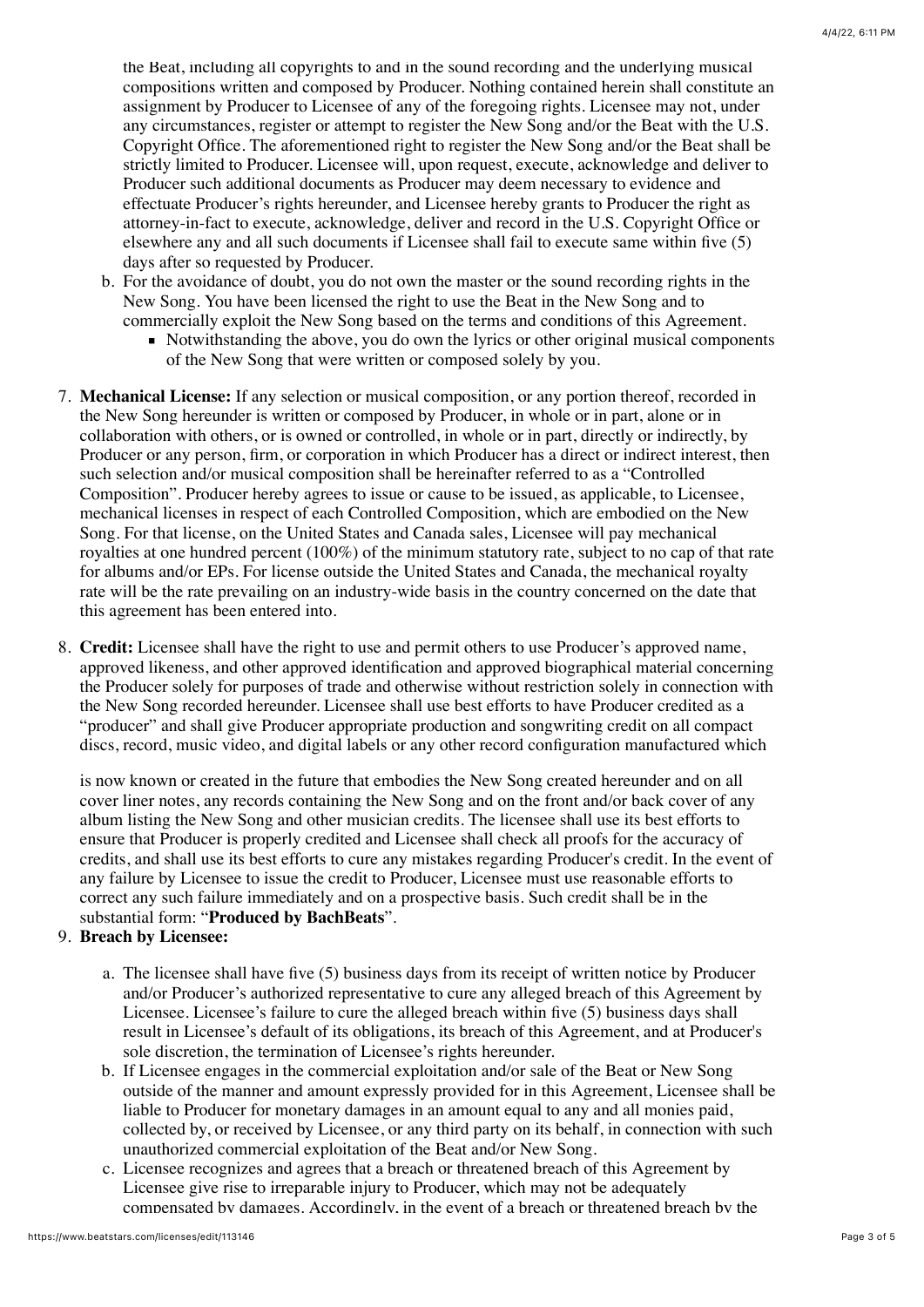the Beat, including all copyrights to and in the sound recording and the underlying musical compositions written and composed by Producer. Nothing contained herein shall constitute an assignment by Producer to Licensee of any of the foregoing rights. Licensee may not, under any circumstances, register or attempt to register the New Song and/or the Beat with the U.S. Copyright Office. The aforementioned right to register the New Song and/or the Beat shall be strictly limited to Producer. Licensee will, upon request, execute, acknowledge and deliver to Producer such additional documents as Producer may deem necessary to evidence and effectuate Producer's rights hereunder, and Licensee hereby grants to Producer the right as attorney-in-fact to execute, acknowledge, deliver and record in the U.S. Copyright Office or elsewhere any and all such documents if Licensee shall fail to execute same within five (5) days after so requested by Producer.

b. For the avoidance of doubt, you do not own the master or the sound recording rights in the New Song. You have been licensed the right to use the Beat in the New Song and to commercially exploit the New Song based on the terms and conditions of this Agreement.
   - Notwithstanding the above, you do own the lyrics or other original musical components of the New Song that were written or composed solely by you.

7. **Mechanical License:** If any selection or musical composition, or any portion thereof, recorded in the New Song hereunder is written or composed by Producer, in whole or in part, alone or in collaboration with others, or is owned or controlled, in whole or in part, directly or indirectly, by Producer or any person, firm, or corporation in which Producer has a direct or indirect interest, then such selection and/or musical composition shall be hereinafter referred to as a "Controlled Composition". Producer hereby agrees to issue or cause to be issued, as applicable, to Licensee, mechanical licenses in respect of each Controlled Composition, which are embodied on the New Song. For that license, on the United States and Canada sales, Licensee will pay mechanical royalties at one hundred percent (100%) of the minimum statutory rate, subject to no cap of that rate for albums and/or EPs. For license outside the United States and Canada, the mechanical royalty rate will be the rate prevailing on an industry-wide basis in the country concerned on the date that this agreement has been entered into.

8. **Credit:** Licensee shall have the right to use and permit others to use Producer's approved name, approved likeness, and other approved identification and approved biographical material concerning the Producer solely for purposes of trade and otherwise without restriction solely in connection with the New Song recorded hereunder. Licensee shall use best efforts to have Producer credited as a "producer" and shall give Producer appropriate production and songwriting credit on all compact discs, record, music video, and digital labels or any other record configuration manufactured which is now known or created in the future that embodies the New Song created hereunder and on all cover liner notes, any records containing the New Song and on the front and/or back cover of any album listing the New Song and other musician credits. The licensee shall use its best efforts to ensure that Producer is properly credited and Licensee shall check all proofs for the accuracy of credits, and shall use its best efforts to cure any mistakes regarding Producer's credit. In the event of any failure by Licensee to issue the credit to Producer, Licensee must use reasonable efforts to correct any such failure immediately and on a prospective basis. Such credit shall be in the substantial form: "**Produced by BachBeats**".

9. **Breach by Licensee:**

   a. The licensee shall have five (5) business days from its receipt of written notice by Producer and/or Producer's authorized representative to cure any alleged breach of this Agreement by Licensee. Licensee's failure to cure the alleged breach within five (5) business days shall result in Licensee's default of its obligations, its breach of this Agreement, and at Producer's sole discretion, the termination of Licensee's rights hereunder.

   b. If Licensee engages in the commercial exploitation and/or sale of the Beat or New Song outside of the manner and amount expressly provided for in this Agreement, Licensee shall be liable to Producer for monetary damages in an amount equal to any and all monies paid, collected by, or received by Licensee, or any third party on its behalf, in connection with such unauthorized commercial exploitation of the Beat and/or New Song.

   c. Licensee recognizes and agrees that a breach or threatened breach of this Agreement by Licensee give rise to irreparable injury to Producer, which may not be adequately compensated by damages. Accordingly, in the event of a breach or threatened breach by the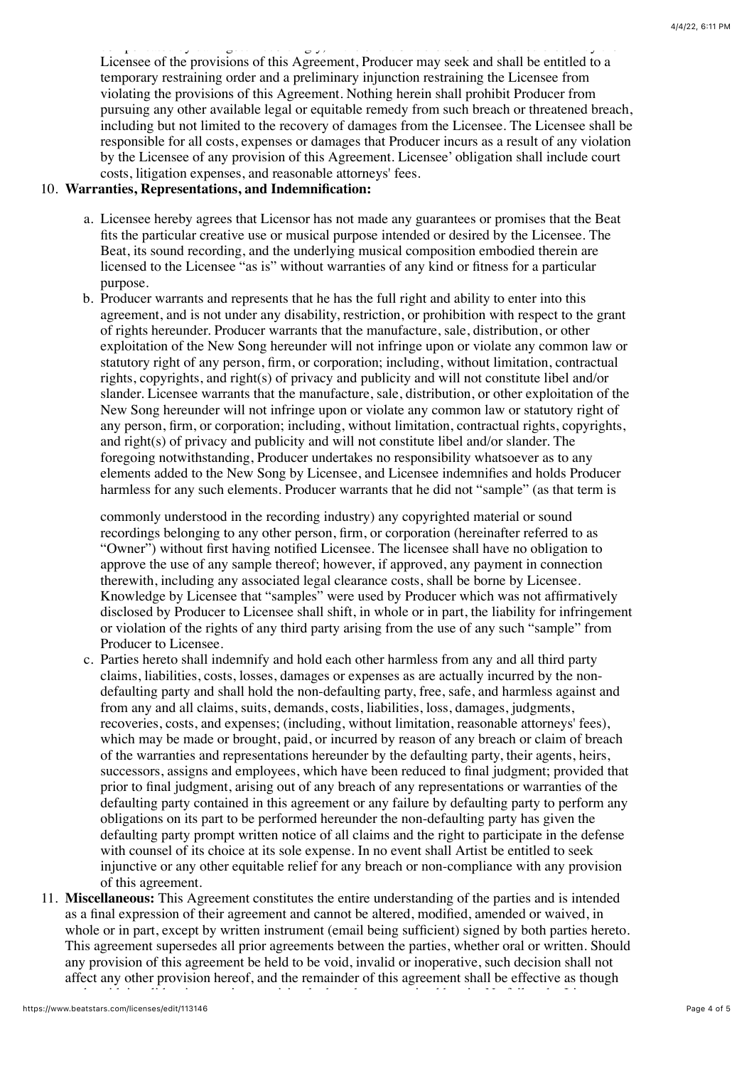Licensee of the provisions of this Agreement, Producer may seek and shall be entitled to a temporary restraining order and a preliminary injunction restraining the Licensee from violating the provisions of this Agreement. Nothing herein shall prohibit Producer from pursuing any other available legal or equitable remedy from such breach or threatened breach, including but not limited to the recovery of damages from the Licensee. The Licensee shall be responsible for all costs, expenses or damages that Producer incurs as a result of any violation by the Licensee of any provision of this Agreement. Licensee' obligation shall include court costs, litigation expenses, and reasonable attorneys' fees.

10. **Warranties, Representations, and Indemnification:**

    a. Licensee hereby agrees that Licensor has not made any guarantees or promises that the Beat fits the particular creative use or musical purpose intended or desired by the Licensee. The Beat, its sound recording, and the underlying musical composition embodied therein are licensed to the Licensee "as is" without warranties of any kind or fitness for a particular purpose.

    b. Producer warrants and represents that he has the full right and ability to enter into this agreement, and is not under any disability, restriction, or prohibition with respect to the grant of rights hereunder. Producer warrants that the manufacture, sale, distribution, or other exploitation of the New Song hereunder will not infringe upon or violate any common law or statutory right of any person, firm, or corporation; including, without limitation, contractual rights, copyrights, and right(s) of privacy and publicity and will not constitute libel and/or slander. Licensee warrants that the manufacture, sale, distribution, or other exploitation of the New Song hereunder will not infringe upon or violate any common law or statutory right of any person, firm, or corporation; including, without limitation, contractual rights, copyrights, and right(s) of privacy and publicity and will not constitute libel and/or slander. The foregoing notwithstanding, Producer undertakes no responsibility whatsoever as to any elements added to the New Song by Licensee, and Licensee indemnifies and holds Producer harmless for any such elements. Producer warrants that he did not "sample" (as that term is commonly understood in the recording industry) any copyrighted material or sound recordings belonging to any other person, firm, or corporation (hereinafter referred to as "Owner") without first having notified Licensee. The licensee shall have no obligation to approve the use of any sample thereof; however, if approved, any payment in connection therewith, including any associated legal clearance costs, shall be borne by Licensee. Knowledge by Licensee that "samples" were used by Producer which was not affirmatively disclosed by Producer to Licensee shall shift, in whole or in part, the liability for infringement or violation of the rights of any third party arising from the use of any such "sample" from Producer to Licensee.

    c. Parties hereto shall indemnify and hold each other harmless from any and all third party claims, liabilities, costs, losses, damages or expenses as are actually incurred by the non-defaulting party and shall hold the non-defaulting party, free, safe, and harmless against and from any and all claims, suits, demands, costs, liabilities, loss, damages, judgments, recoveries, costs, and expenses; (including, without limitation, reasonable attorneys' fees), which may be made or brought, paid, or incurred by reason of any breach or claim of breach of the warranties and representations hereunder by the defaulting party, their agents, heirs, successors, assigns and employees, which have been reduced to final judgment; provided that prior to final judgment, arising out of any breach of any representations or warranties of the defaulting party contained in this agreement or any failure by defaulting party to perform any obligations on its part to be performed hereunder the non-defaulting party has given the defaulting party prompt written notice of all claims and the right to participate in the defense with counsel of its choice at its sole expense. In no event shall Artist be entitled to seek injunctive or any other equitable relief for any breach or non-compliance with any provision of this agreement.

11. **Miscellaneous:** This Agreement constitutes the entire understanding of the parties and is intended as a final expression of their agreement and cannot be altered, modified, amended or waived, in whole or in part, except by written instrument (email being sufficient) signed by both parties hereto. This agreement supersedes all prior agreements between the parties, whether oral or written. Should any provision of this agreement be held to be void, invalid or inoperative, such decision shall not affect any other provision hereof, and the remainder of this agreement shall be effective as though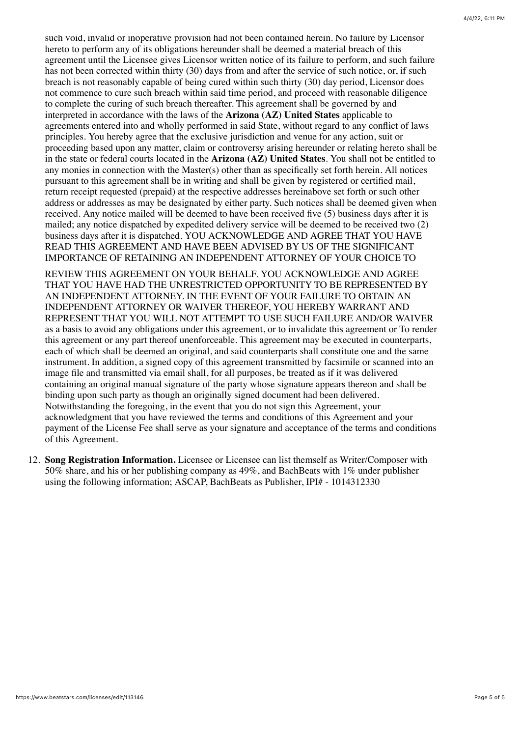such void, invalid or inoperative provision had not been contained herein. No failure by Licensor hereto to perform any of its obligations hereunder shall be deemed a material breach of this agreement until the Licensee gives Licensor written notice of its failure to perform, and such failure has not been corrected within thirty (30) days from and after the service of such notice, or, if such breach is not reasonably capable of being cured within such thirty (30) day period, Licensor does not commence to cure such breach within said time period, and proceed with reasonable diligence to complete the curing of such breach thereafter. This agreement shall be governed by and interpreted in accordance with the laws of the **Arizona (AZ) United States** applicable to agreements entered into and wholly performed in said State, without regard to any conflict of laws principles. You hereby agree that the exclusive jurisdiction and venue for any action, suit or proceeding based upon any matter, claim or controversy arising hereunder or relating hereto shall be in the state or federal courts located in the **Arizona (AZ) United States**. You shall not be entitled to any monies in connection with the Master(s) other than as specifically set forth herein. All notices pursuant to this agreement shall be in writing and shall be given by registered or certified mail, return receipt requested (prepaid) at the respective addresses hereinabove set forth or such other address or addresses as may be designated by either party. Such notices shall be deemed given when received. Any notice mailed will be deemed to have been received five (5) business days after it is mailed; any notice dispatched by expedited delivery service will be deemed to be received two (2) business days after it is dispatched. YOU ACKNOWLEDGE AND AGREE THAT YOU HAVE READ THIS AGREEMENT AND HAVE BEEN ADVISED BY US OF THE SIGNIFICANT IMPORTANCE OF RETAINING AN INDEPENDENT ATTORNEY OF YOUR CHOICE TO REVIEW THIS AGREEMENT ON YOUR BEHALF. YOU ACKNOWLEDGE AND AGREE THAT YOU HAVE HAD THE UNRESTRICTED OPPORTUNITY TO BE REPRESENTED BY AN INDEPENDENT ATTORNEY. IN THE EVENT OF YOUR FAILURE TO OBTAIN AN INDEPENDENT ATTORNEY OR WAIVER THEREOF, YOU HEREBY WARRANT AND REPRESENT THAT YOU WILL NOT ATTEMPT TO USE SUCH FAILURE AND/OR WAIVER as a basis to avoid any obligations under this agreement, or to invalidate this agreement or To render this agreement or any part thereof unenforceable. This agreement may be executed in counterparts, each of which shall be deemed an original, and said counterparts shall constitute one and the same instrument. In addition, a signed copy of this agreement transmitted by facsimile or scanned into an image file and transmitted via email shall, for all purposes, be treated as if it was delivered containing an original manual signature of the party whose signature appears thereon and shall be binding upon such party as though an originally signed document had been delivered. Notwithstanding the foregoing, in the event that you do not sign this Agreement, your acknowledgment that you have reviewed the terms and conditions of this Agreement and your payment of the License Fee shall serve as your signature and acceptance of the terms and conditions of this Agreement.

12. **Song Registration Information.** Licensee or Licensee can list themself as Writer/Composer with 50% share, and his or her publishing company as 49%, and BachBeats with 1% under publisher using the following information; ASCAP, BachBeats as Publisher, IPI# - 1014312330